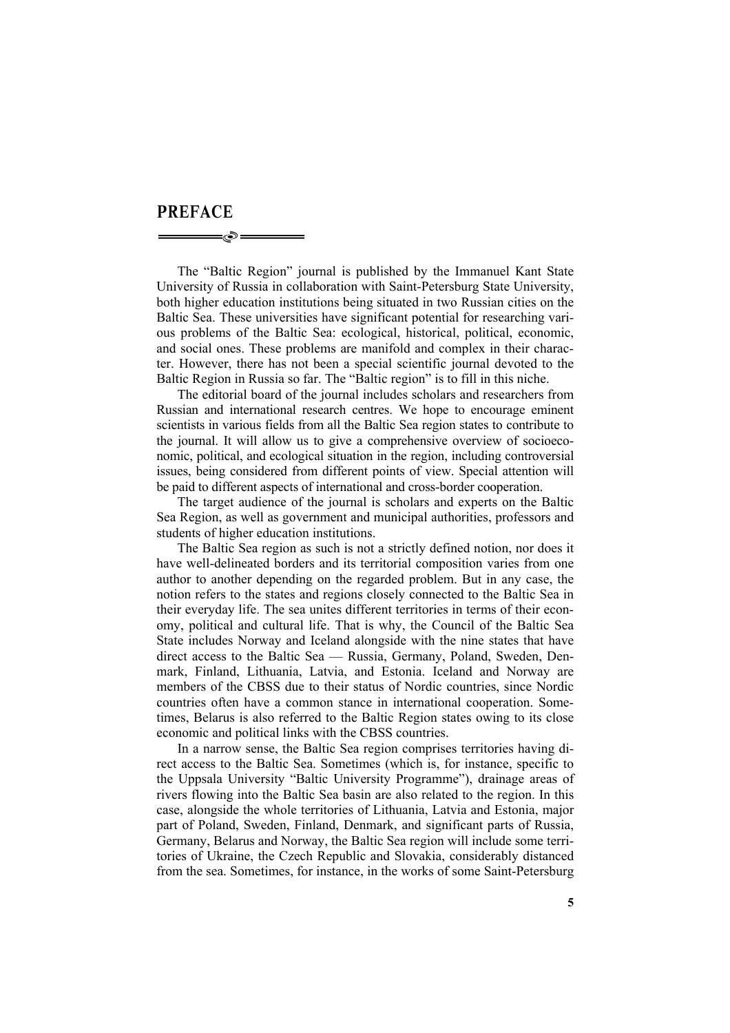# PREFACE

The "Baltic Region" journal is published by the Immanuel Kant State University of Russia in collaboration with Saint-Petersburg State University, both higher education institutions being situated in two Russian cities on the Baltic Sea. These universities have significant potential for researching various problems of the Baltic Sea: ecological, historical, political, economic, and social ones. These problems are manifold and complex in their character. However, there has not been a special scientific journal devoted to the Baltic Region in Russia so far. The "Baltic region" is to fill in this niche.

The editorial board of the journal includes scholars and researchers from Russian and international research centres. We hope to encourage eminent scientists in various fields from all the Baltic Sea region states to contribute to the journal. It will allow us to give a comprehensive overview of socioeconomic, political, and ecological situation in the region, including controversial issues, being considered from different points of view. Special attention will be paid to different aspects of international and cross-border cooperation.

The target audience of the journal is scholars and experts on the Baltic Sea Region, as well as government and municipal authorities, professors and students of higher education institutions.

The Baltic Sea region as such is not a strictly defined notion, nor does it have well-delineated borders and its territorial composition varies from one author to another depending on the regarded problem. But in any case, the notion refers to the states and regions closely connected to the Baltic Sea in their everyday life. The sea unites different territories in terms of their economy, political and cultural life. That is why, the Council of the Baltic Sea State includes Norway and Iceland alongside with the nine states that have direct access to the Baltic Sea — Russia, Germany, Poland, Sweden, Denmark, Finland, Lithuania, Latvia, and Estonia. Iceland and Norway are members of the CBSS due to their status of Nordic countries, since Nordic countries often have a common stance in international cooperation. Sometimes, Belarus is also referred to the Baltic Region states owing to its close economic and political links with the CBSS countries.

In a narrow sense, the Baltic Sea region comprises territories having direct access to the Baltic Sea. Sometimes (which is, for instance, specific to the Uppsala University "Baltic University Programme"), drainage areas of rivers flowing into the Baltic Sea basin are also related to the region. In this case, alongside the whole territories of Lithuania, Latvia and Estonia, major part of Poland, Sweden, Finland, Denmark, and significant parts of Russia, Germany, Belarus and Norway, the Baltic Sea region will include some territories of Ukraine, the Czech Republic and Slovakia, considerably distanced from the sea. Sometimes, for instance, in the works of some Saint-Petersburg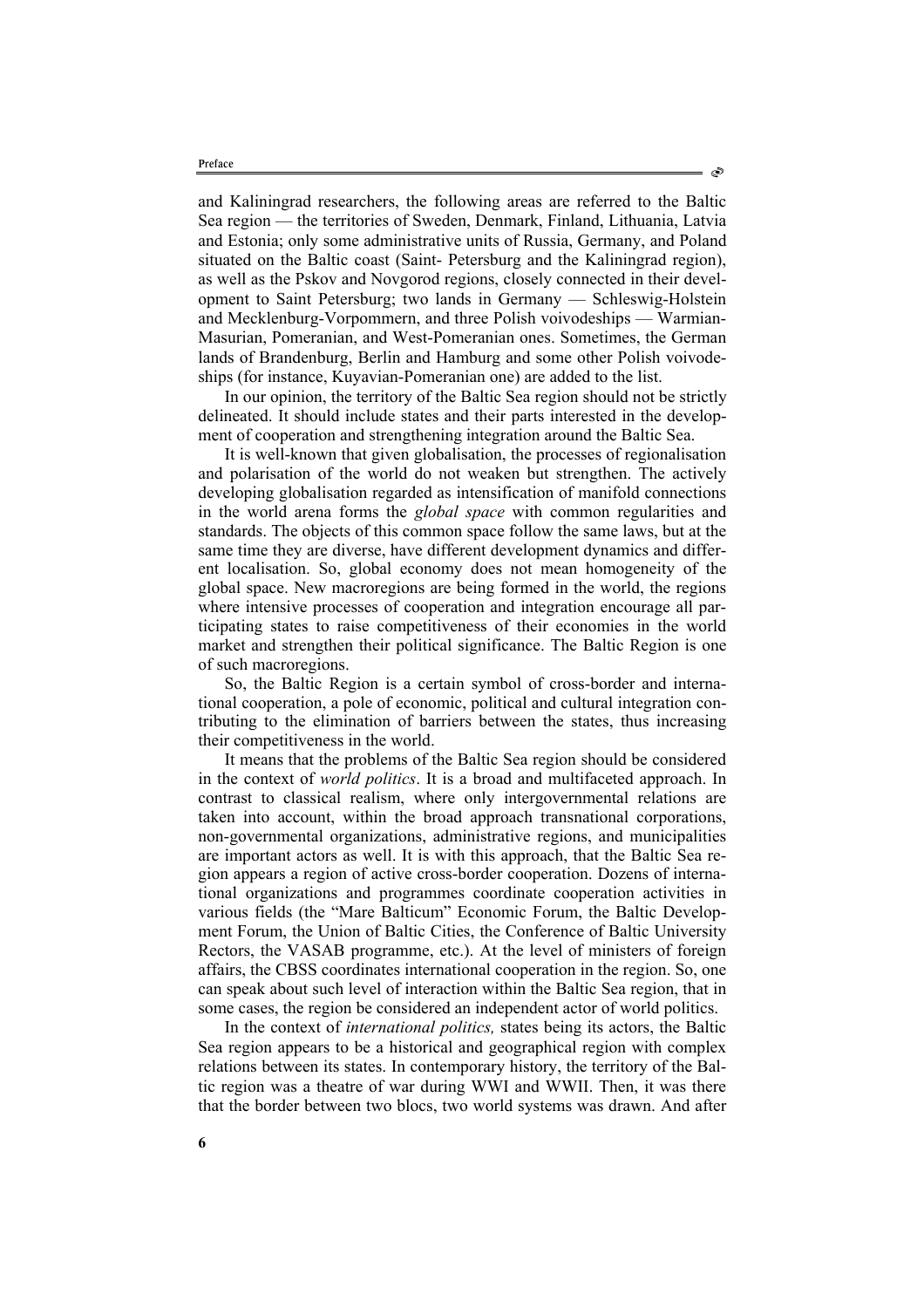and Kaliningrad researchers, the following areas are referred to the Baltic Sea region — the territories of Sweden, Denmark, Finland, Lithuania, Latvia and Estonia; only some administrative units of Russia, Germany, and Poland situated on the Baltic coast (Saint- Petersburg and the Kaliningrad region), as well as the Pskov and Novgorod regions, closely connected in their development to Saint Petersburg; two lands in Germany — Schleswig-Holstein and Mecklenburg-Vorpommern, and three Polish voivodeships — Warmian-Masurian, Pomeranian, and West-Pomeranian ones. Sometimes, the German lands of Brandenburg, Berlin and Hamburg and some other Polish voivodeships (for instance, Kuyavian-Pomeranian one) are added to the list.

In our opinion, the territory of the Baltic Sea region should not be strictly delineated. It should include states and their parts interested in the development of cooperation and strengthening integration around the Baltic Sea.

It is well-known that given globalisation, the processes of regionalisation and polarisation of the world do not weaken but strengthen. The actively developing globalisation regarded as intensification of manifold connections in the world arena forms the *global space* with common regularities and standards. The objects of this common space follow the same laws, but at the same time they are diverse, have different development dynamics and different localisation. So, global economy does not mean homogeneity of the global space. New macroregions are being formed in the world, the regions where intensive processes of cooperation and integration encourage all participating states to raise competitiveness of their economies in the world market and strengthen their political significance. The Baltic Region is one of such macroregions.

So, the Baltic Region is a certain symbol of cross-border and international cooperation, a pole of economic, political and cultural integration contributing to the elimination of barriers between the states, thus increasing their competitiveness in the world.

It means that the problems of the Baltic Sea region should be considered in the context of *world politics*. It is a broad and multifaceted approach. In contrast to classical realism, where only intergovernmental relations are taken into account, within the broad approach transnational corporations, non-governmental organizations, administrative regions, and municipalities are important actors as well. It is with this approach, that the Baltic Sea region appears a region of active cross-border cooperation. Dozens of international organizations and programmes coordinate cooperation activities in various fields (the "Mare Balticum" Economic Forum, the Baltic Development Forum, the Union of Baltic Cities, the Conference of Baltic University Rectors, the VASAB programme, etc.). At the level of ministers of foreign affairs, the CBSS coordinates international cooperation in the region. So, one can speak about such level of interaction within the Baltic Sea region, that in some cases, the region be considered an independent actor of world politics.

In the context of *international politics,* states being its actors, the Baltic Sea region appears to be a historical and geographical region with complex relations between its states. In contemporary history, the territory of the Baltic region was a theatre of war during WWI and WWII. Then, it was there that the border between two blocs, two world systems was drawn. And after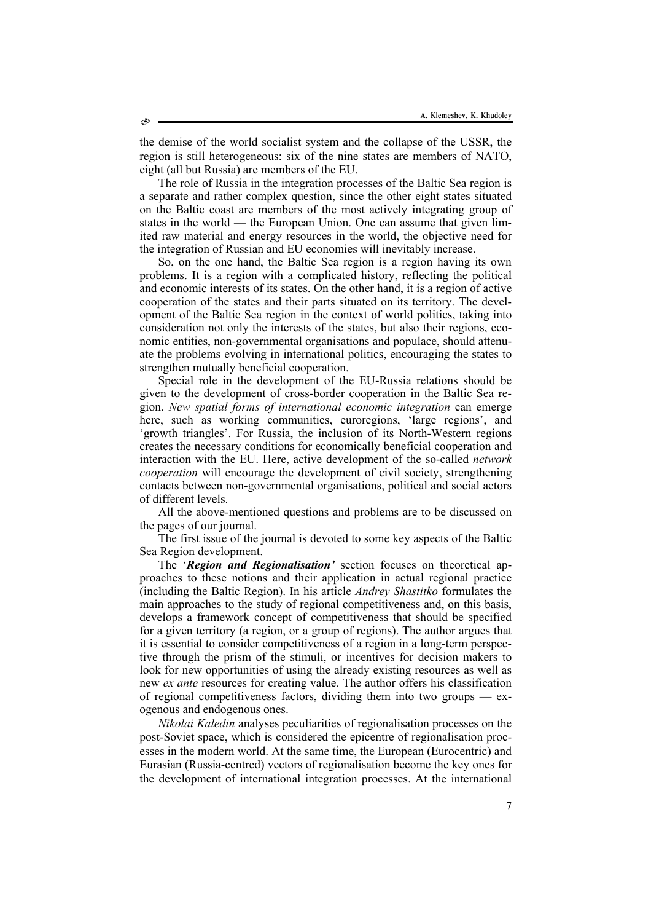the demise of the world socialist system and the collapse of the USSR, the region is still heterogeneous: six of the nine states are members of NATO, eight (all but Russia) are members of the EU.

The role of Russia in the integration processes of the Baltic Sea region is a separate and rather complex question, since the other eight states situated on the Baltic coast are members of the most actively integrating group of states in the world — the European Union. One can assume that given limited raw material and energy resources in the world, the objective need for the integration of Russian and EU economies will inevitably increase.

So, on the one hand, the Baltic Sea region is a region having its own problems. It is a region with a complicated history, reflecting the political and economic interests of its states. On the other hand, it is a region of active cooperation of the states and their parts situated on its territory. The development of the Baltic Sea region in the context of world politics, taking into consideration not only the interests of the states, but also their regions, economic entities, non-governmental organisations and populace, should attenuate the problems evolving in international politics, encouraging the states to strengthen mutually beneficial cooperation.

Special role in the development of the EU-Russia relations should be given to the development of cross-border cooperation in the Baltic Sea region. *New spatial forms of international economic integration* can emerge here, such as working communities, euroregions, 'large regions', and 'growth triangles'. For Russia, the inclusion of its North-Western regions creates the necessary conditions for economically beneficial cooperation and interaction with the EU. Here, active development of the so-called *network cooperation* will encourage the development of civil society, strengthening contacts between non-governmental organisations, political and social actors of different levels.

All the above-mentioned questions and problems are to be discussed on the pages of our journal.

The first issue of the journal is devoted to some key aspects of the Baltic Sea Region development.

The '***Region and Regionalisation'*** section focuses on theoretical approaches to these notions and their application in actual regional practice (including the Baltic Region). In his article *Andrey Shastitko* formulates the main approaches to the study of regional competitiveness and, on this basis, develops a framework concept of competitiveness that should be specified for a given territory (a region, or a group of regions). The author argues that it is essential to consider competitiveness of a region in a long-term perspective through the prism of the stimuli, or incentives for decision makers to look for new opportunities of using the already existing resources as well as new *ex ante* resources for creating value. The author offers his classification of regional competitiveness factors, dividing them into two groups — exogenous and endogenous ones.

*Nikolai Kaledin* analyses peculiarities of regionalisation processes on the post-Soviet space, which is considered the epicentre of regionalisation processes in the modern world. At the same time, the European (Eurocentric) and Eurasian (Russia-centred) vectors of regionalisation become the key ones for the development of international integration processes. At the international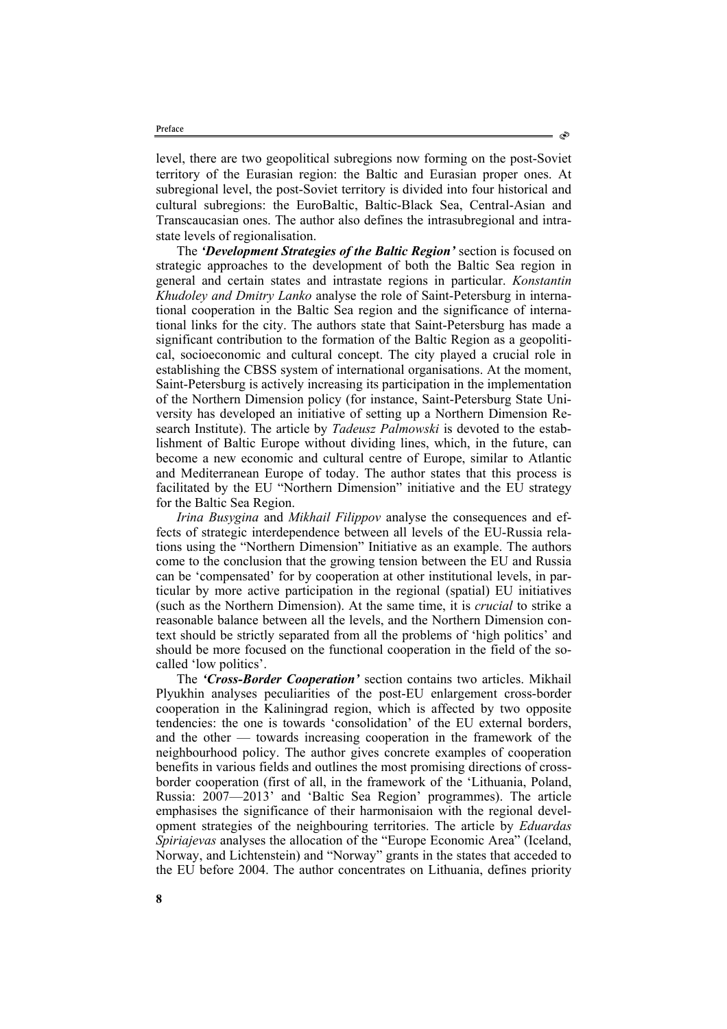level, there are two geopolitical subregions now forming on the post-Soviet territory of the Eurasian region: the Baltic and Eurasian proper ones. At subregional level, the post-Soviet territory is divided into four historical and cultural subregions: the EuroBaltic, Baltic-Black Sea, Central-Asian and Transcaucasian ones. The author also defines the intrasubregional and intrastate levels of regionalisation.

The ***'Development Strategies of the Baltic Region'*** section is focused on strategic approaches to the development of both the Baltic Sea region in general and certain states and intrastate regions in particular. *Konstantin Khudoley and Dmitry Lanko* analyse the role of Saint-Petersburg in international cooperation in the Baltic Sea region and the significance of international links for the city. The authors state that Saint-Petersburg has made a significant contribution to the formation of the Baltic Region as a geopolitical, socioeconomic and cultural concept. The city played a crucial role in establishing the CBSS system of international organisations. At the moment, Saint-Petersburg is actively increasing its participation in the implementation of the Northern Dimension policy (for instance, Saint-Petersburg State University has developed an initiative of setting up a Northern Dimension Research Institute). The article by *Tadeusz Palmowski* is devoted to the establishment of Baltic Europe without dividing lines, which, in the future, can become a new economic and cultural centre of Europe, similar to Atlantic and Mediterranean Europe of today. The author states that this process is facilitated by the EU "Northern Dimension" initiative and the EU strategy for the Baltic Sea Region.

*Irina Busygina* and *Mikhail Filippov* analyse the consequences and effects of strategic interdependence between all levels of the EU-Russia relations using the "Northern Dimension" Initiative as an example. The authors come to the conclusion that the growing tension between the EU and Russia can be 'compensated' for by cooperation at other institutional levels, in particular by more active participation in the regional (spatial) EU initiatives (such as the Northern Dimension). At the same time, it is *crucial* to strike a reasonable balance between all the levels, and the Northern Dimension context should be strictly separated from all the problems of 'high politics' and should be more focused on the functional cooperation in the field of the so-called 'low politics'.

The ***'Cross-Border Cooperation'*** section contains two articles. Mikhail Plyukhin analyses peculiarities of the post-EU enlargement cross-border cooperation in the Kaliningrad region, which is affected by two opposite tendencies: the one is towards 'consolidation' of the EU external borders, and the other — towards increasing cooperation in the framework of the neighbourhood policy. The author gives concrete examples of cooperation benefits in various fields and outlines the most promising directions of cross-border cooperation (first of all, in the framework of the 'Lithuania, Poland, Russia: 2007—2013' and 'Baltic Sea Region' programmes). The article emphasises the significance of their harmonisaion with the regional development strategies of the neighbouring territories. The article by *Eduardas Spiriajevas* analyses the allocation of the "Europe Economic Area" (Iceland, Norway, and Lichtenstein) and "Norway" grants in the states that acceded to the EU before 2004. The author concentrates on Lithuania, defines priority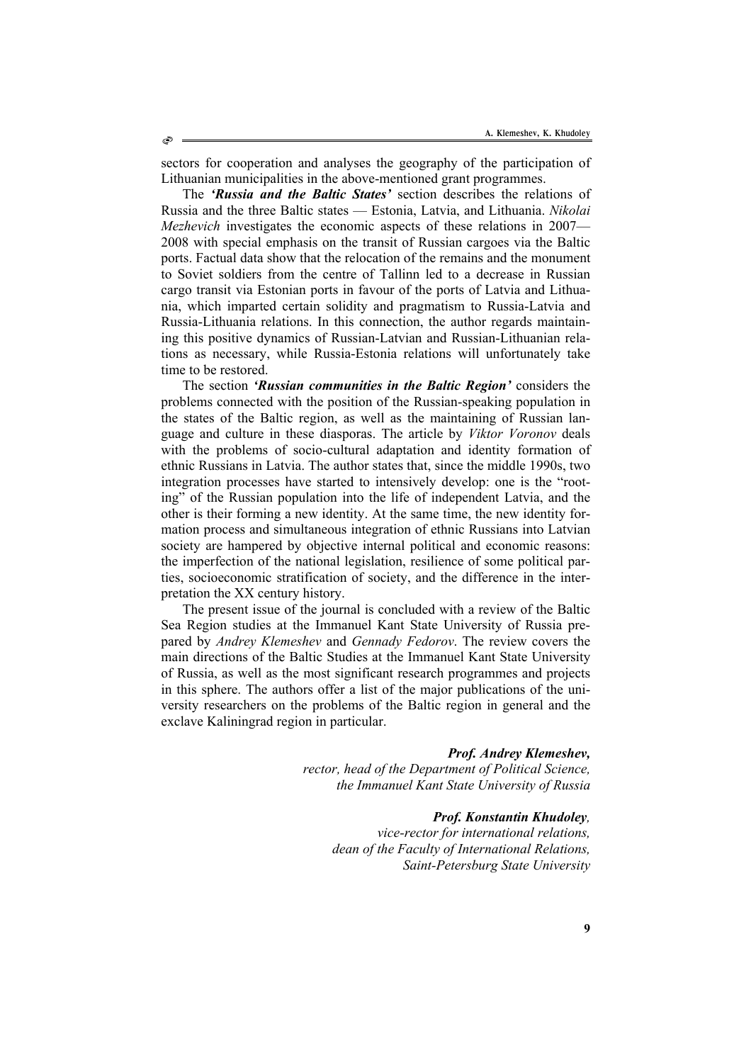sectors for cooperation and analyses the geography of the participation of Lithuanian municipalities in the above-mentioned grant programmes.

The ***'Russia and the Baltic States'*** section describes the relations of Russia and the three Baltic states — Estonia, Latvia, and Lithuania. *Nikolai Mezhevich* investigates the economic aspects of these relations in 2007—2008 with special emphasis on the transit of Russian cargoes via the Baltic ports. Factual data show that the relocation of the remains and the monument to Soviet soldiers from the centre of Tallinn led to a decrease in Russian cargo transit via Estonian ports in favour of the ports of Latvia and Lithuania, which imparted certain solidity and pragmatism to Russia-Latvia and Russia-Lithuania relations. In this connection, the author regards maintaining this positive dynamics of Russian-Latvian and Russian-Lithuanian relations as necessary, while Russia-Estonia relations will unfortunately take time to be restored.

The section ***'Russian communities in the Baltic Region'*** considers the problems connected with the position of the Russian-speaking population in the states of the Baltic region, as well as the maintaining of Russian language and culture in these diasporas. The article by *Viktor Voronov* deals with the problems of socio-cultural adaptation and identity formation of ethnic Russians in Latvia. The author states that, since the middle 1990s, two integration processes have started to intensively develop: one is the "rooting" of the Russian population into the life of independent Latvia, and the other is their forming a new identity. At the same time, the new identity formation process and simultaneous integration of ethnic Russians into Latvian society are hampered by objective internal political and economic reasons: the imperfection of the national legislation, resilience of some political parties, socioeconomic stratification of society, and the difference in the interpretation the XX century history.

The present issue of the journal is concluded with a review of the Baltic Sea Region studies at the Immanuel Kant State University of Russia prepared by *Andrey Klemeshev* and *Gennady Fedorov*. The review covers the main directions of the Baltic Studies at the Immanuel Kant State University of Russia, as well as the most significant research programmes and projects in this sphere. The authors offer a list of the major publications of the university researchers on the problems of the Baltic region in general and the exclave Kaliningrad region in particular.

***Prof. Andrey Klemeshev,***
*rector, head of the Department of Political Science,*
*the Immanuel Kant State University of Russia*

***Prof. Konstantin Khudoley,***
*vice-rector for international relations,*
*dean of the Faculty of International Relations,*
*Saint-Petersburg State University*